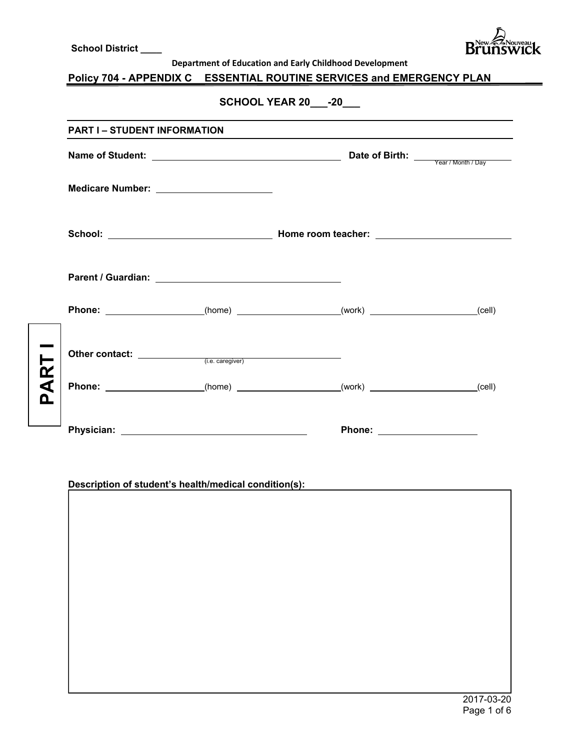School District ____

Department of Education and Early Childhood Development

**Policy 704 - APPENDIX C ESSENTIAL ROUTINE SERVICES and EMERGENCY PLAN**

**SCHOOL YEAR 20___-20___**

## PART I – STUDENT INFORMATION

**Name of Student:** ______________________________ **Date of Birth:** ______________ (Year / Month / Day)

**Medicare Number:** ____________________

**School:** ______________________________ **Home room teacher:** ______________________________

**Parent / Guardian:** ______________________________

**Phone:** ________________(home) ________________(work) ________________(cell)

**Other contact:** ______________________________ (i.e. caregiver)

**Phone:** ________________(home) ________________(work) ________________(cell)

**Physician:** ______________________________ **Phone:** ________________

**Description of student's health/medical condition(s):**

|   |
|---|
|   |

2017-03-20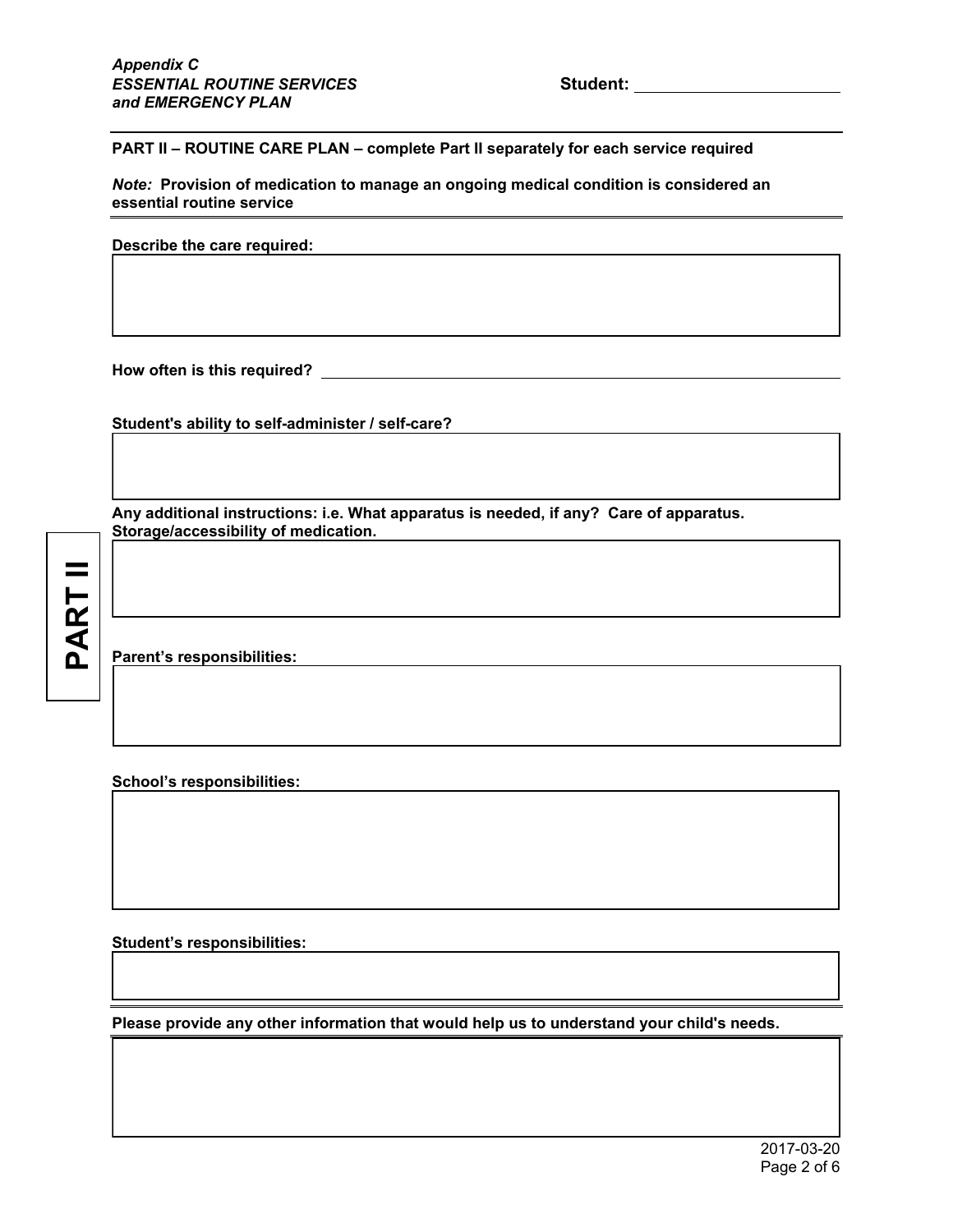*Appendix C*
***ESSENTIAL ROUTINE SERVICES***
***and EMERGENCY PLAN***

**Student:** ______________________

**PART II – ROUTINE CARE PLAN – complete Part II separately for each service required**

***Note:*** **Provision of medication to manage an ongoing medical condition is considered an essential routine service**

**PART II**

**Describe the care required:**

**How often is this required?** ______________________

**Student's ability to self-administer / self-care?**

**Any additional instructions: i.e. What apparatus is needed, if any? Care of apparatus. Storage/accessibility of medication.**

**Parent's responsibilities:**

**School's responsibilities:**

**Student's responsibilities:**

**Please provide any other information that would help us to understand your child's needs.**

2017-03-20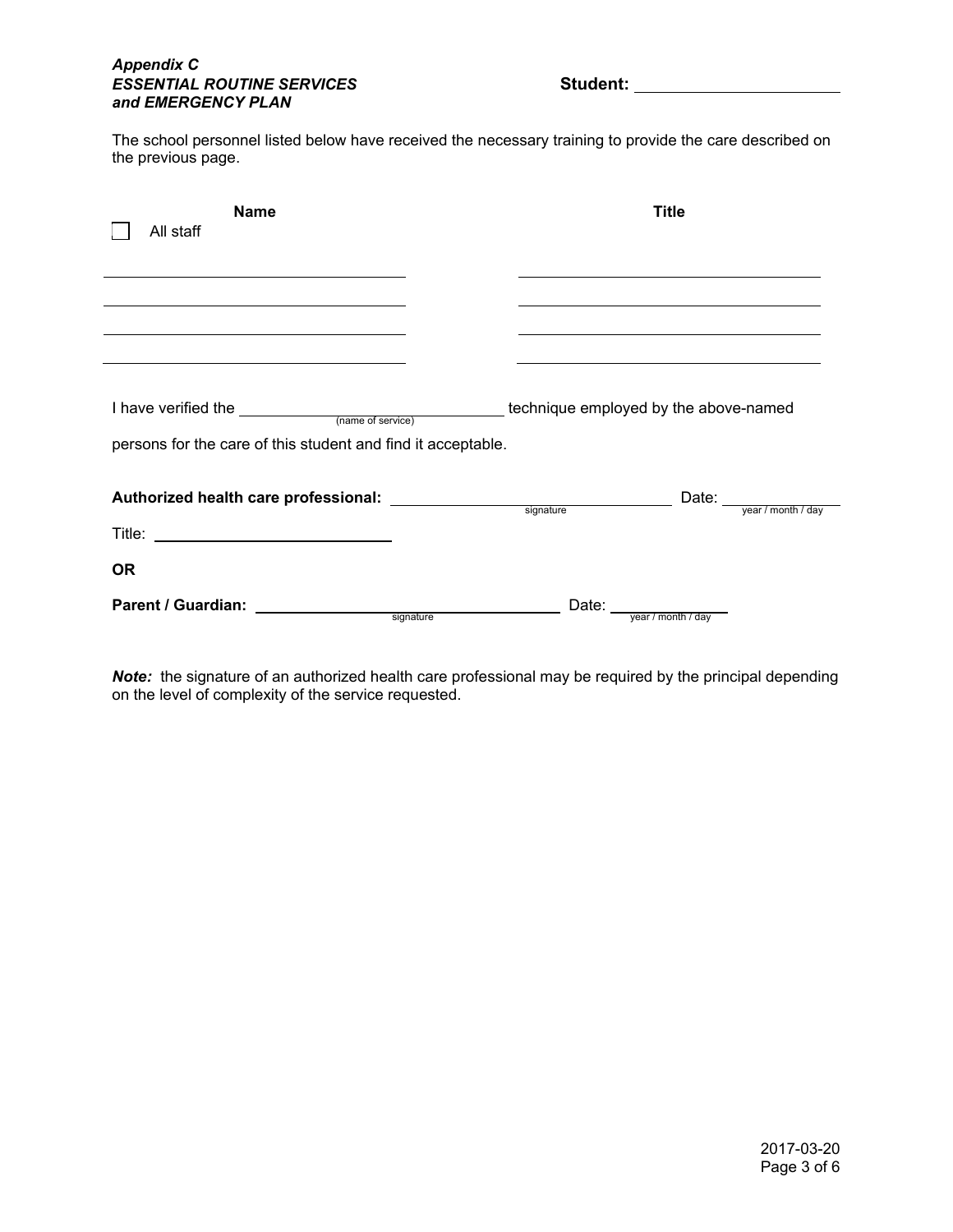***Appendix C***
***ESSENTIAL ROUTINE SERVICES and EMERGENCY PLAN***

**Student:** ______________________

The school personnel listed below have received the necessary training to provide the care described on the previous page.

| **Name** | **Title** |
|---|---|
| ☐ All staff | |
| ______________________________ | ______________________________ |
| ______________________________ | ______________________________ |
| ______________________________ | ______________________________ |
| ______________________________ | ______________________________ |

I have verified the ______________________________ (name of service) technique employed by the above-named persons for the care of this student and find it acceptable.

**Authorized health care professional:** ______________________________ (signature) Date: ______________ (year / month / day)

Title: ______________________________

**OR**

**Parent / Guardian:** ______________________________ (signature) Date: ______________ (year / month / day)

***Note:*** the signature of an authorized health care professional may be required by the principal depending on the level of complexity of the service requested.

2017-03-20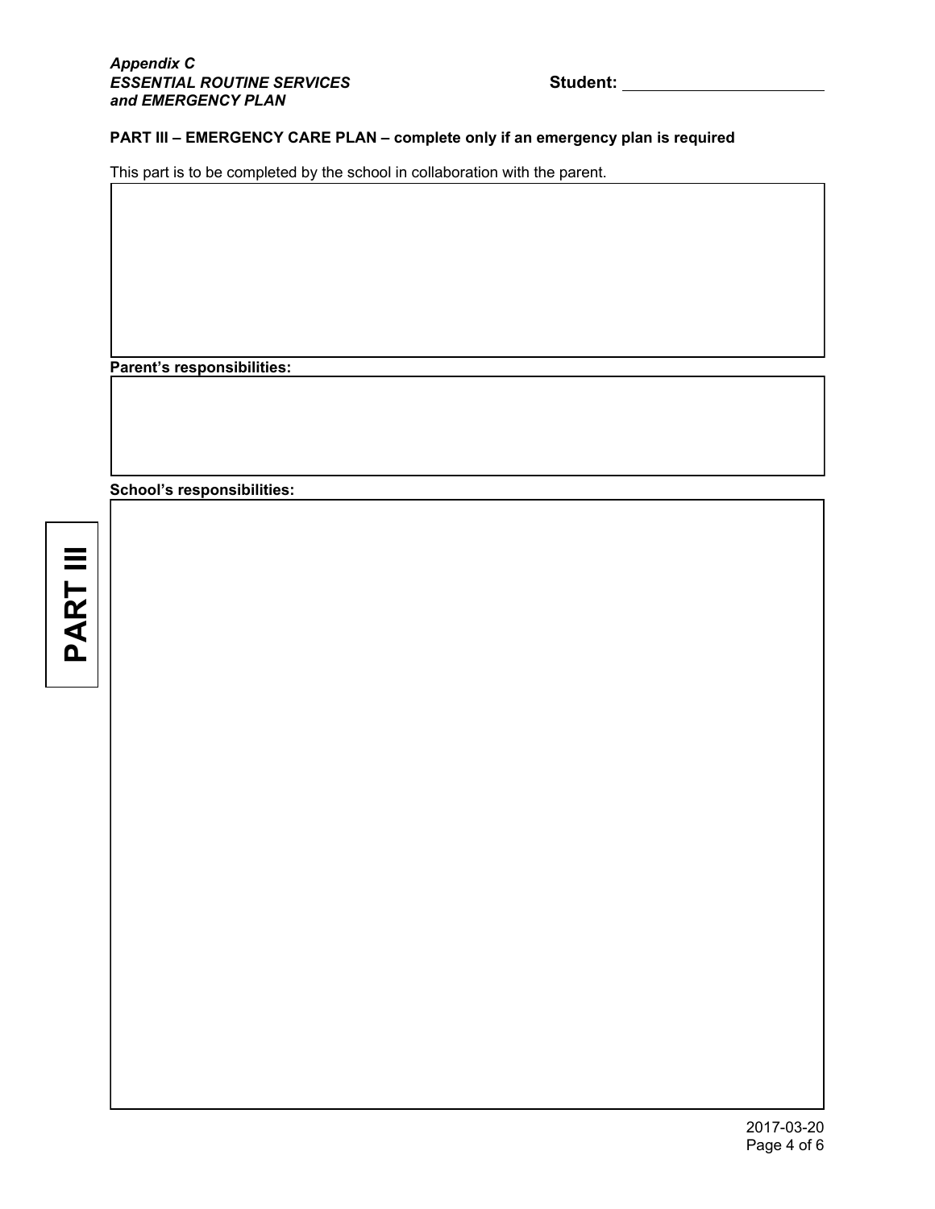*Appendix C*
***ESSENTIAL ROUTINE SERVICES***
***and EMERGENCY PLAN***

**Student:** ______________________

**PART III – EMERGENCY CARE PLAN – complete only if an emergency plan is required**

This part is to be completed by the school in collaboration with the parent.

**Parent's responsibilities:**

**School's responsibilities:**

**PART III**

2017-03-20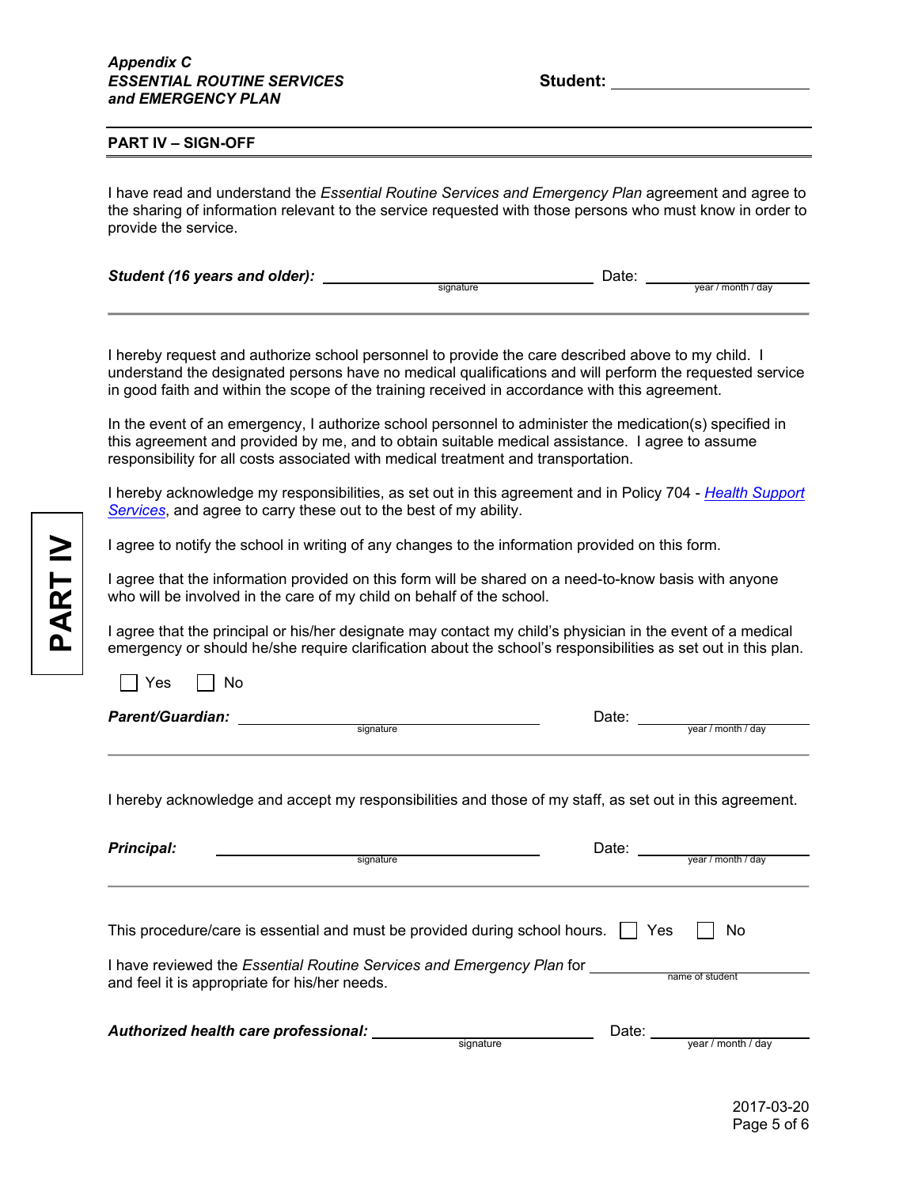*Appendix C*
***ESSENTIAL ROUTINE SERVICES***
***and EMERGENCY PLAN***

**Student:** ______________________

**PART IV – SIGN-OFF**

I have read and understand the *Essential Routine Services and Emergency Plan* agreement and agree to the sharing of information relevant to the service requested with those persons who must know in order to provide the service.

***Student (16 years and older):*** ______________________ (signature) Date: ______________ (year / month / day)

---

I hereby request and authorize school personnel to provide the care described above to my child. I understand the designated persons have no medical qualifications and will perform the requested service in good faith and within the scope of the training received in accordance with this agreement.

In the event of an emergency, I authorize school personnel to administer the medication(s) specified in this agreement and provided by me, and to obtain suitable medical assistance. I agree to assume responsibility for all costs associated with medical treatment and transportation.

I hereby acknowledge my responsibilities, as set out in this agreement and in Policy 704 - *Health Support Services*, and agree to carry these out to the best of my ability.

I agree to notify the school in writing of any changes to the information provided on this form.

I agree that the information provided on this form will be shared on a need-to-know basis with anyone who will be involved in the care of my child on behalf of the school.

I agree that the principal or his/her designate may contact my child's physician in the event of a medical emergency or should he/she require clarification about the school's responsibilities as set out in this plan.

☐ Yes ☐ No

***Parent/Guardian:*** ______________________ (signature) Date: ______________ (year / month / day)

---

I hereby acknowledge and accept my responsibilities and those of my staff, as set out in this agreement.

***Principal:*** ______________________ (signature) Date: ______________ (year / month / day)

---

This procedure/care is essential and must be provided during school hours. ☐ Yes ☐ No

I have reviewed the *Essential Routine Services and Emergency Plan* for ______________________ (name of student) and feel it is appropriate for his/her needs.

***Authorized health care professional:*** ______________________ (signature) Date: ______________ (year / month / day)

2017-03-20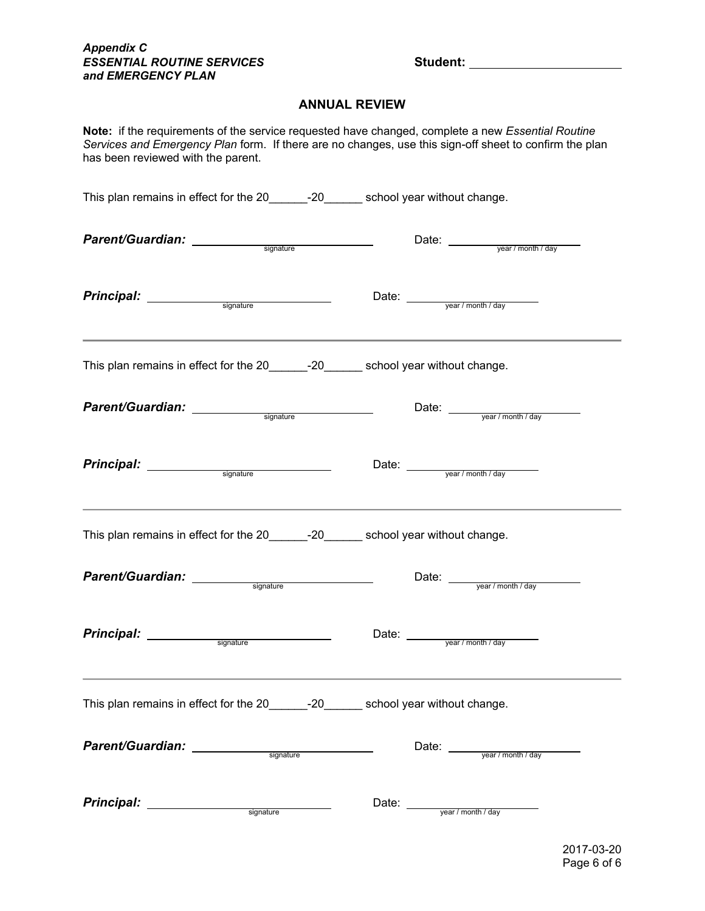***Appendix C***
***ESSENTIAL ROUTINE SERVICES and EMERGENCY PLAN***

**Student:** ______________________

## ANNUAL REVIEW

**Note:** if the requirements of the service requested have changed, complete a new *Essential Routine Services and Emergency Plan* form. If there are no changes, use this sign-off sheet to confirm the plan has been reviewed with the parent.

This plan remains in effect for the 20______-20______ school year without change.

***Parent/Guardian:*** ______________________ (signature) Date: ______________________ (year / month / day)

***Principal:*** ______________________ (signature) Date: ______________________ (year / month / day)

---

This plan remains in effect for the 20______-20______ school year without change.

***Parent/Guardian:*** ______________________ (signature) Date: ______________________ (year / month / day)

***Principal:*** ______________________ (signature) Date: ______________________ (year / month / day)

---

This plan remains in effect for the 20______-20______ school year without change.

***Parent/Guardian:*** ______________________ (signature) Date: ______________________ (year / month / day)

***Principal:*** ______________________ (signature) Date: ______________________ (year / month / day)

---

This plan remains in effect for the 20______-20______ school year without change.

***Parent/Guardian:*** ______________________ (signature) Date: ______________________ (year / month / day)

***Principal:*** ______________________ (signature) Date: ______________________ (year / month / day)

2017-03-20